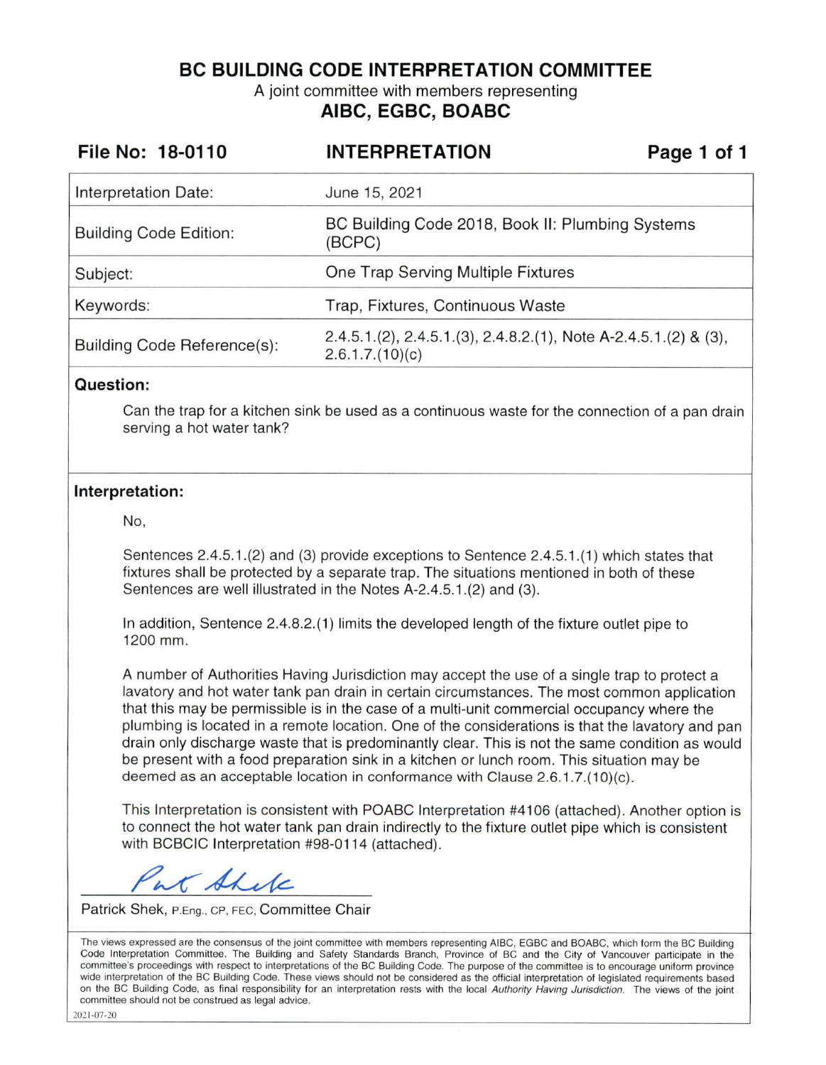# BC BUILDING CODE INTERPRETATION COMMITTEE

A joint committee with members representing

**AIBC, EGBC, BOABC**

| **File No: 18-0110** | **INTERPRETATION** |
|---|---|

| | |
|---|---|
| Interpretation Date: | June 15, 2021 |
| Building Code Edition: | BC Building Code 2018, Book II: Plumbing Systems (BCPC) |
| Subject: | One Trap Serving Multiple Fixtures |
| Keywords: | Trap, Fixtures, Continuous Waste |
| Building Code Reference(s): | 2.4.5.1.(2), 2.4.5.1.(3), 2.4.8.2.(1), Note A-2.4.5.1.(2) & (3), 2.6.1.7.(10)(c) |

## Question:

Can the trap for a kitchen sink be used as a continuous waste for the connection of a pan drain serving a hot water tank?

## Interpretation:

No,

Sentences 2.4.5.1.(2) and (3) provide exceptions to Sentence 2.4.5.1.(1) which states that fixtures shall be protected by a separate trap. The situations mentioned in both of these Sentences are well illustrated in the Notes A-2.4.5.1.(2) and (3).

In addition, Sentence 2.4.8.2.(1) limits the developed length of the fixture outlet pipe to 1200 mm.

A number of Authorities Having Jurisdiction may accept the use of a single trap to protect a lavatory and hot water tank pan drain in certain circumstances. The most common application that this may be permissible is in the case of a multi-unit commercial occupancy where the plumbing is located in a remote location. One of the considerations is that the lavatory and pan drain only discharge waste that is predominantly clear. This is not the same condition as would be present with a food preparation sink in a kitchen or lunch room. This situation may be deemed as an acceptable location in conformance with Clause 2.6.1.7.(10)(c).

This Interpretation is consistent with POABC Interpretation #4106 (attached). Another option is to connect the hot water tank pan drain indirectly to the fixture outlet pipe which is consistent with BCBCIC Interpretation #98-0114 (attached).

Patrick Shek, P.Eng., CP, FEC, Committee Chair

The views expressed are the consensus of the joint committee with members representing AIBC, EGBC and BOABC, which form the BC Building Code Interpretation Committee. The Building and Safety Standards Branch, Province of BC and the City of Vancouver participate in the committee's proceedings with respect to interpretations of the BC Building Code. The purpose of the committee is to encourage uniform province wide interpretation of the BC Building Code. These views should not be considered as the official interpretation of legislated requirements based on the BC Building Code, as final responsibility for an interpretation rests with the local *Authority Having Jurisdiction*. The views of the joint committee should not be construed as legal advice.

2021-07-20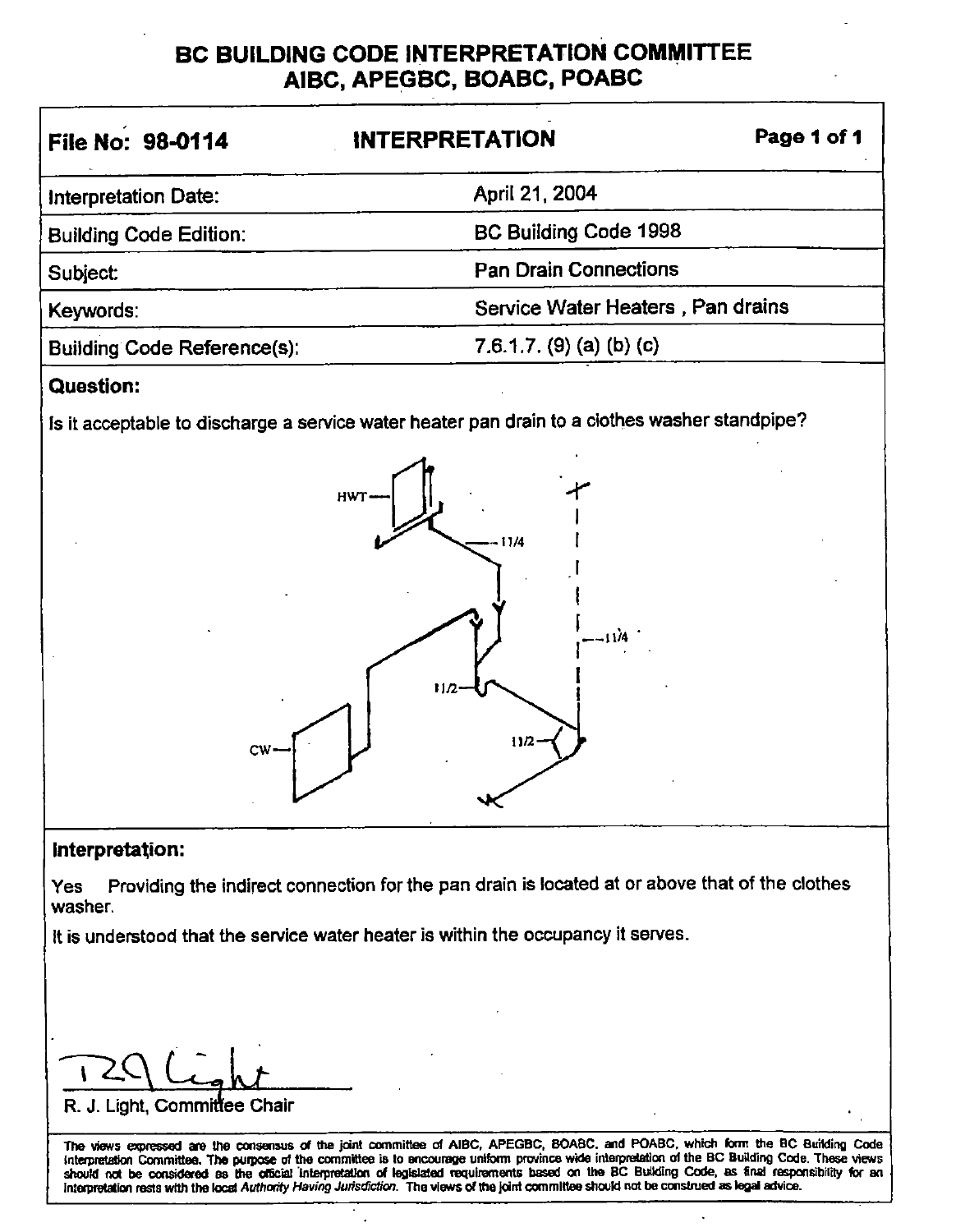# BC BUILDING CODE INTERPRETATION COMMITTEE
## AIBC, APEGBC, BOABC, POABC

| File No: 98-0114 | INTERPRETATION |
|---|---|
| Interpretation Date: | April 21, 2004 |
| Building Code Edition: | BC Building Code 1998 |
| Subject: | Pan Drain Connections |
| Keywords: | Service Water Heaters , Pan drains |
| Building Code Reference(s): | 7.6.1.7. (9) (a) (b) (c) |

**Question:**

Is it acceptable to discharge a service water heater pan drain to a clothes washer standpipe?

HWT — 11/4 — 11/4 — 11/2 — 11/2 — CW

**Interpretation:**

Yes Providing the indirect connection for the pan drain is located at or above that of the clothes washer.

It is understood that the service water heater is within the occupancy it serves.

R. J. Light, Committee Chair

The views expressed are the consensus of the joint committee of AIBC, APEGBC, BOABC, and POABC, which form the BC Building Code Interpretation Committee. The purpose of the committee is to encourage uniform province wide interpretation of the BC Building Code. These views should not be considered as the official interpretation of legislated requirements based on the BC Building Code, as final responsibility for an interpretation rests with the local *Authority Having Jurisdiction*. The views of the joint committee should not be construed as legal advice.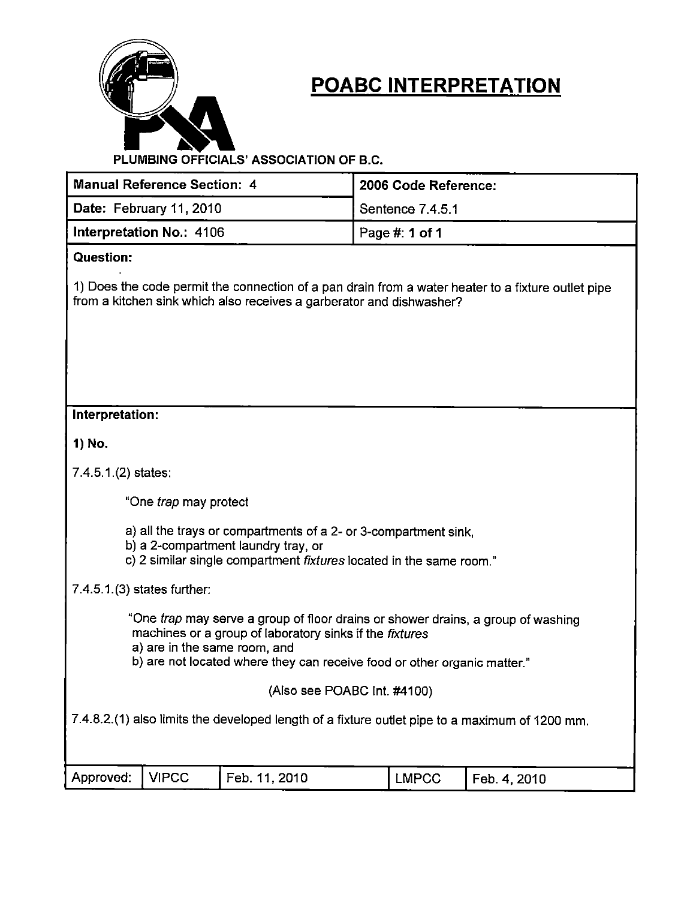# POABC INTERPRETATION

PLUMBING OFFICIALS' ASSOCIATION OF B.C.

| | |
|---|---|
| **Manual Reference Section:** 4 | **2006 Code Reference:** |
| **Date:** February 11, 2010 | Sentence 7.4.5.1 |
| **Interpretation No.:** 4106 | Page #: **1 of 1** |

**Question:**

1) Does the code permit the connection of a pan drain from a water heater to a fixture outlet pipe from a kitchen sink which also receives a garberator and dishwasher?

**Interpretation:**

**1) No.**

7.4.5.1.(2) states:

> "One *trap* may protect
>
> a) all the trays or compartments of a 2- or 3-compartment sink,
> b) a 2-compartment laundry tray, or
> c) 2 similar single compartment *fixtures* located in the same room."

7.4.5.1.(3) states further:

> "One *trap* may serve a group of floor drains or shower drains, a group of washing machines or a group of laboratory sinks if the *fixtures*
> a) are in the same room, and
> b) are not located where they can receive food or other organic matter."

(Also see POABC Int. #4100)

7.4.8.2.(1) also limits the developed length of a fixture outlet pipe to a maximum of 1200 mm.

| Approved: | VIPCC | Feb. 11, 2010 | LMPCC | Feb. 4, 2010 |
|---|---|---|---|---|